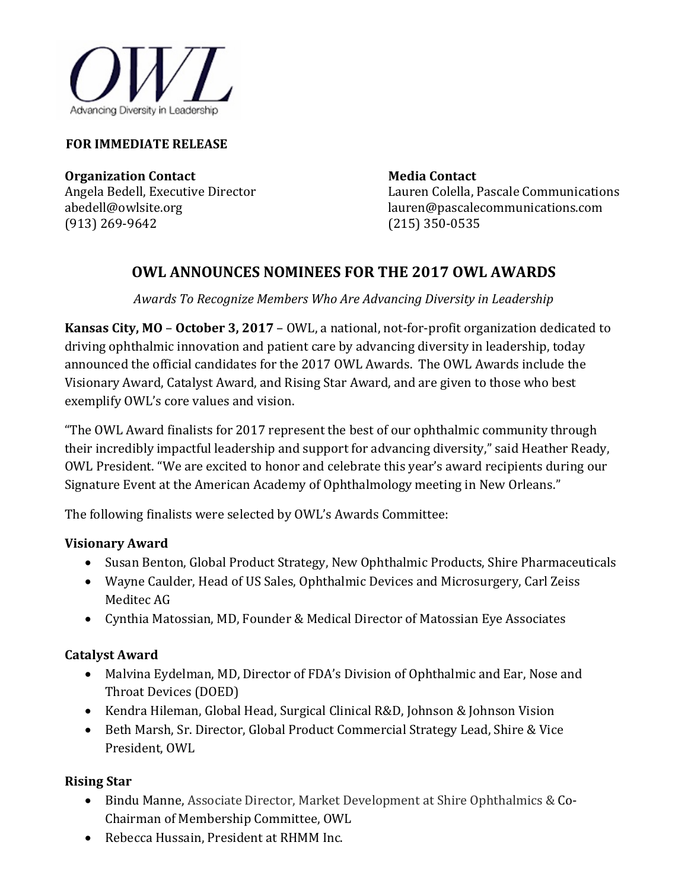OWL

Advancing Diversity in Leadership

**FOR IMMEDIATE RELEASE**

**Organization Contact**
Angela Bedell, Executive Director
abedell@owlsite.org
(913) 269-9642

**Media Contact**
Lauren Colella, Pascale Communications
lauren@pascalecommunications.com
(215) 350-0535

# OWL ANNOUNCES NOMINEES FOR THE 2017 OWL AWARDS

*Awards To Recognize Members Who Are Advancing Diversity in Leadership*

**Kansas City, MO** – **October 3, 2017** – OWL, a national, not-for-profit organization dedicated to driving ophthalmic innovation and patient care by advancing diversity in leadership, today announced the official candidates for the 2017 OWL Awards. The OWL Awards include the Visionary Award, Catalyst Award, and Rising Star Award, and are given to those who best exemplify OWL's core values and vision.

"The OWL Award finalists for 2017 represent the best of our ophthalmic community through their incredibly impactful leadership and support for advancing diversity," said Heather Ready, OWL President. "We are excited to honor and celebrate this year's award recipients during our Signature Event at the American Academy of Ophthalmology meeting in New Orleans."

The following finalists were selected by OWL's Awards Committee:

**Visionary Award**

- Susan Benton, Global Product Strategy, New Ophthalmic Products, Shire Pharmaceuticals
- Wayne Caulder, Head of US Sales, Ophthalmic Devices and Microsurgery, Carl Zeiss Meditec AG
- Cynthia Matossian, MD, Founder & Medical Director of Matossian Eye Associates

**Catalyst Award**

- Malvina Eydelman, MD, Director of FDA's Division of Ophthalmic and Ear, Nose and Throat Devices (DOED)
- Kendra Hileman, Global Head, Surgical Clinical R&D, Johnson & Johnson Vision
- Beth Marsh, Sr. Director, Global Product Commercial Strategy Lead, Shire & Vice President, OWL

**Rising Star**

- Bindu Manne, Associate Director, Market Development at Shire Ophthalmics & Co-Chairman of Membership Committee, OWL
- Rebecca Hussain, President at RHMM Inc.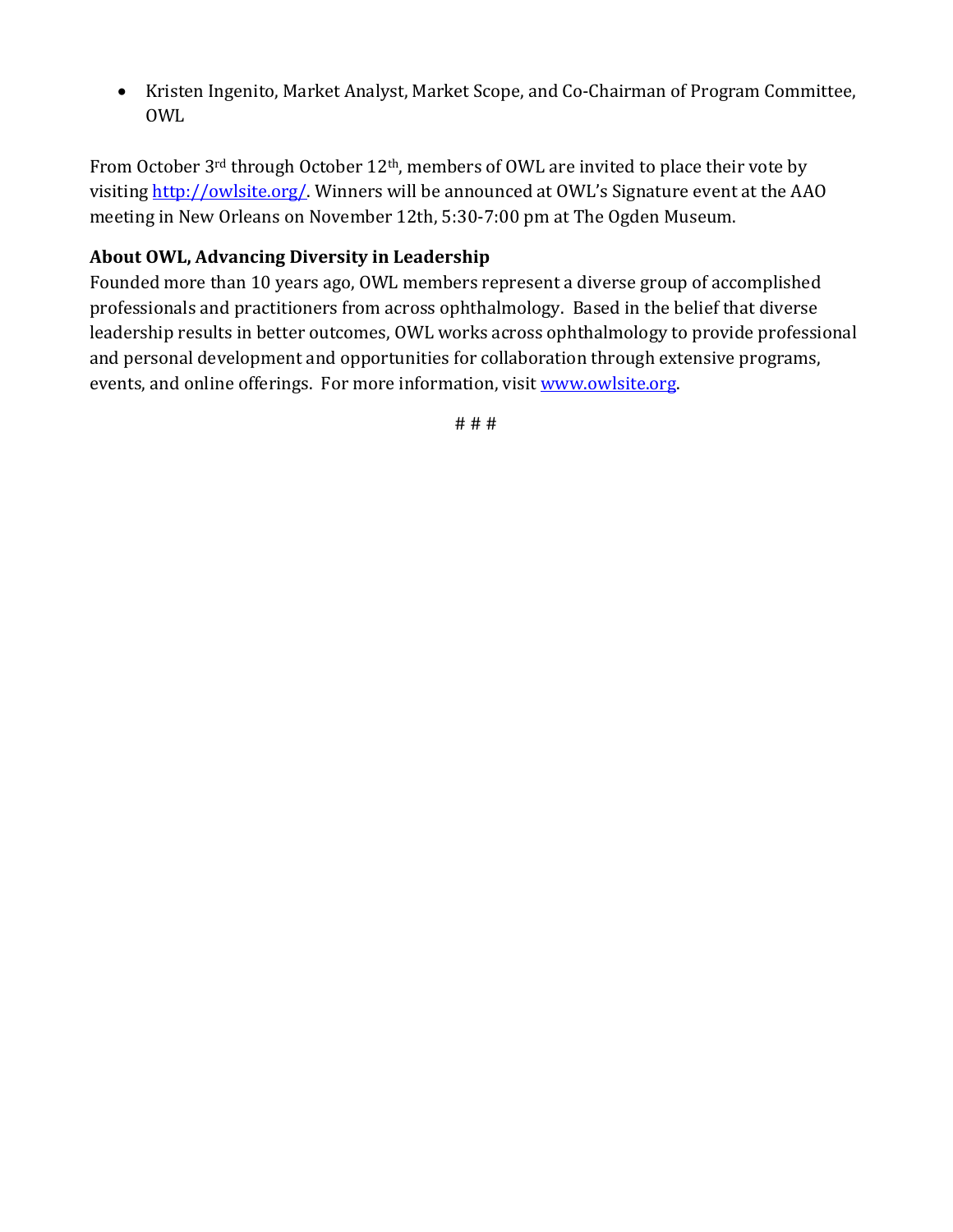- Kristen Ingenito, Market Analyst, Market Scope, and Co-Chairman of Program Committee, OWL

From October 3rd through October 12th, members of OWL are invited to place their vote by visiting [http://owlsite.org/](http://owlsite.org/). Winners will be announced at OWL's Signature event at the AAO meeting in New Orleans on November 12th, 5:30-7:00 pm at The Ogden Museum.

**About OWL, Advancing Diversity in Leadership**

Founded more than 10 years ago, OWL members represent a diverse group of accomplished professionals and practitioners from across ophthalmology. Based in the belief that diverse leadership results in better outcomes, OWL works across ophthalmology to provide professional and personal development and opportunities for collaboration through extensive programs, events, and online offerings. For more information, visit [www.owlsite.org](www.owlsite.org).

# # #